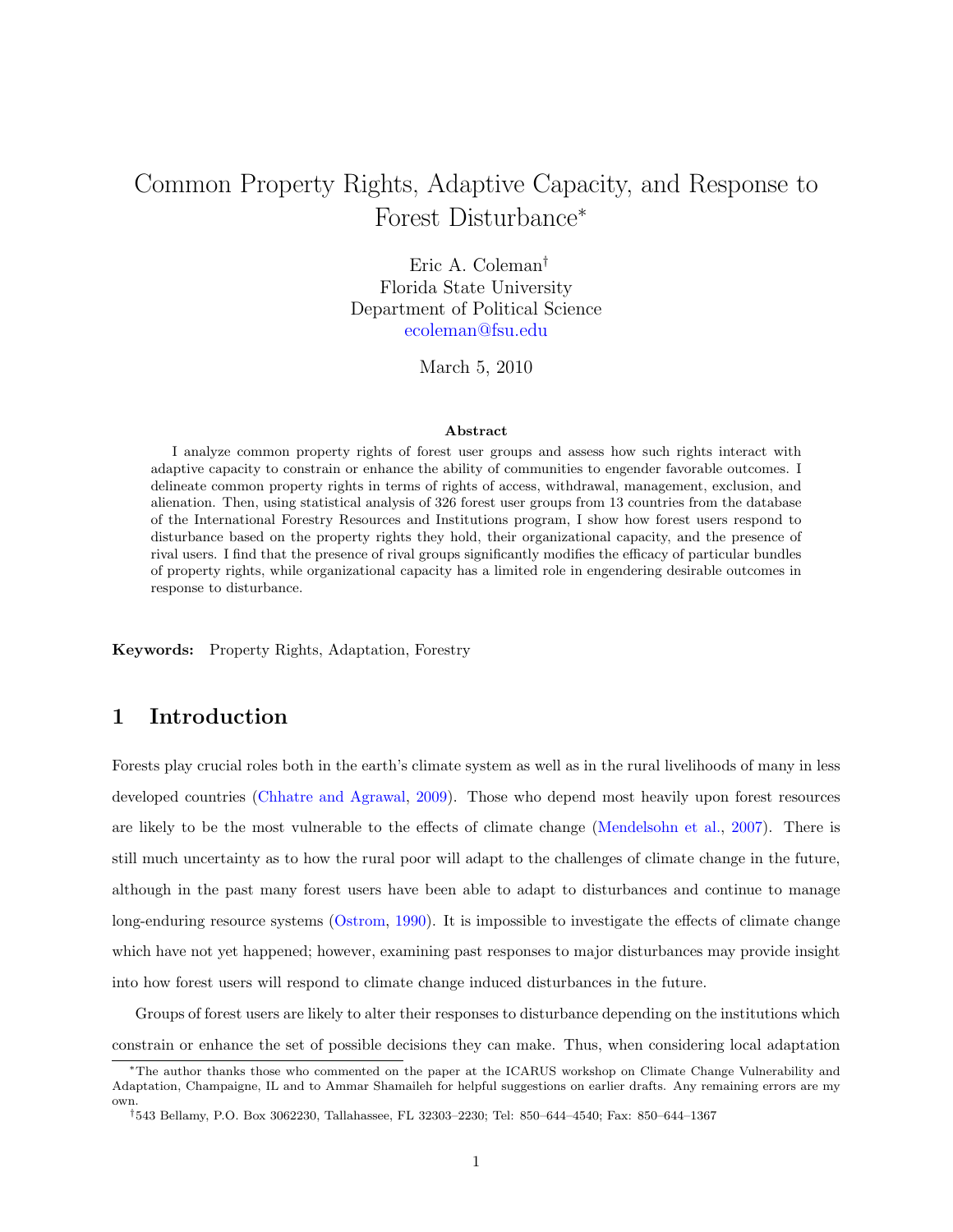# Common Property Rights, Adaptive Capacity, and Response to Forest Disturbance*

Eric A. Coleman†
Florida State University
Department of Political Science
ecoleman@fsu.edu

March 5, 2010

**Abstract**

I analyze common property rights of forest user groups and assess how such rights interact with adaptive capacity to constrain or enhance the ability of communities to engender favorable outcomes. I delineate common property rights in terms of rights of access, withdrawal, management, exclusion, and alienation. Then, using statistical analysis of 326 forest user groups from 13 countries from the database of the International Forestry Resources and Institutions program, I show how forest users respond to disturbance based on the property rights they hold, their organizational capacity, and the presence of rival users. I find that the presence of rival groups significantly modifies the efficacy of particular bundles of property rights, while organizational capacity has a limited role in engendering desirable outcomes in response to disturbance.

**Keywords:** Property Rights, Adaptation, Forestry

## 1 Introduction

Forests play crucial roles both in the earth's climate system as well as in the rural livelihoods of many in less developed countries (Chhatre and Agrawal, 2009). Those who depend most heavily upon forest resources are likely to be the most vulnerable to the effects of climate change (Mendelsohn et al., 2007). There is still much uncertainty as to how the rural poor will adapt to the challenges of climate change in the future, although in the past many forest users have been able to adapt to disturbances and continue to manage long-enduring resource systems (Ostrom, 1990). It is impossible to investigate the effects of climate change which have not yet happened; however, examining past responses to major disturbances may provide insight into how forest users will respond to climate change induced disturbances in the future.

Groups of forest users are likely to alter their responses to disturbance depending on the institutions which constrain or enhance the set of possible decisions they can make. Thus, when considering local adaptation

---

*The author thanks those who commented on the paper at the ICARUS workshop on Climate Change Vulnerability and Adaptation, Champaigne, IL and to Ammar Shamaileh for helpful suggestions on earlier drafts. Any remaining errors are my own.

†543 Bellamy, P.O. Box 3062230, Tallahassee, FL 32303–2230; Tel: 850–644–4540; Fax: 850–644–1367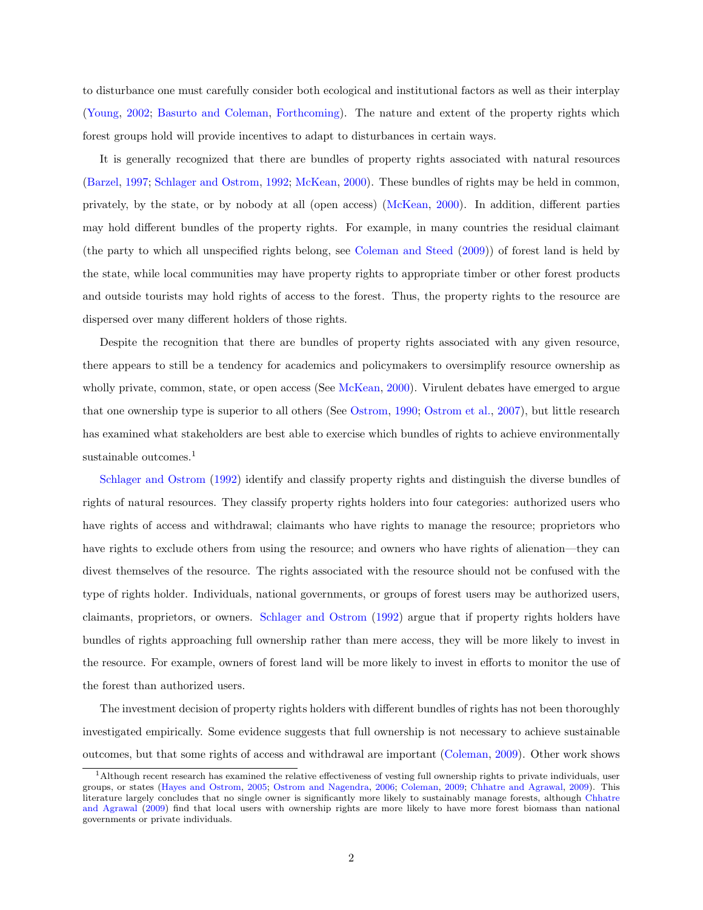to disturbance one must carefully consider both ecological and institutional factors as well as their interplay (Young, 2002; Basurto and Coleman, Forthcoming). The nature and extent of the property rights which forest groups hold will provide incentives to adapt to disturbances in certain ways.

It is generally recognized that there are bundles of property rights associated with natural resources (Barzel, 1997; Schlager and Ostrom, 1992; McKean, 2000). These bundles of rights may be held in common, privately, by the state, or by nobody at all (open access) (McKean, 2000). In addition, different parties may hold different bundles of the property rights. For example, in many countries the residual claimant (the party to which all unspecified rights belong, see Coleman and Steed (2009)) of forest land is held by the state, while local communities may have property rights to appropriate timber or other forest products and outside tourists may hold rights of access to the forest. Thus, the property rights to the resource are dispersed over many different holders of those rights.

Despite the recognition that there are bundles of property rights associated with any given resource, there appears to still be a tendency for academics and policymakers to oversimplify resource ownership as wholly private, common, state, or open access (See McKean, 2000). Virulent debates have emerged to argue that one ownership type is superior to all others (See Ostrom, 1990; Ostrom et al., 2007), but little research has examined what stakeholders are best able to exercise which bundles of rights to achieve environmentally sustainable outcomes.[1]

Schlager and Ostrom (1992) identify and classify property rights and distinguish the diverse bundles of rights of natural resources. They classify property rights holders into four categories: authorized users who have rights of access and withdrawal; claimants who have rights to manage the resource; proprietors who have rights to exclude others from using the resource; and owners who have rights of alienation—they can divest themselves of the resource. The rights associated with the resource should not be confused with the type of rights holder. Individuals, national governments, or groups of forest users may be authorized users, claimants, proprietors, or owners. Schlager and Ostrom (1992) argue that if property rights holders have bundles of rights approaching full ownership rather than mere access, they will be more likely to invest in the resource. For example, owners of forest land will be more likely to invest in efforts to monitor the use of the forest than authorized users.

The investment decision of property rights holders with different bundles of rights has not been thoroughly investigated empirically. Some evidence suggests that full ownership is not necessary to achieve sustainable outcomes, but that some rights of access and withdrawal are important (Coleman, 2009). Other work shows

[1] Although recent research has examined the relative effectiveness of vesting full ownership rights to private individuals, user groups, or states (Hayes and Ostrom, 2005; Ostrom and Nagendra, 2006; Coleman, 2009; Chhatre and Agrawal, 2009). This literature largely concludes that no single owner is significantly more likely to sustainably manage forests, although Chhatre and Agrawal (2009) find that local users with ownership rights are more likely to have more forest biomass than national governments or private individuals.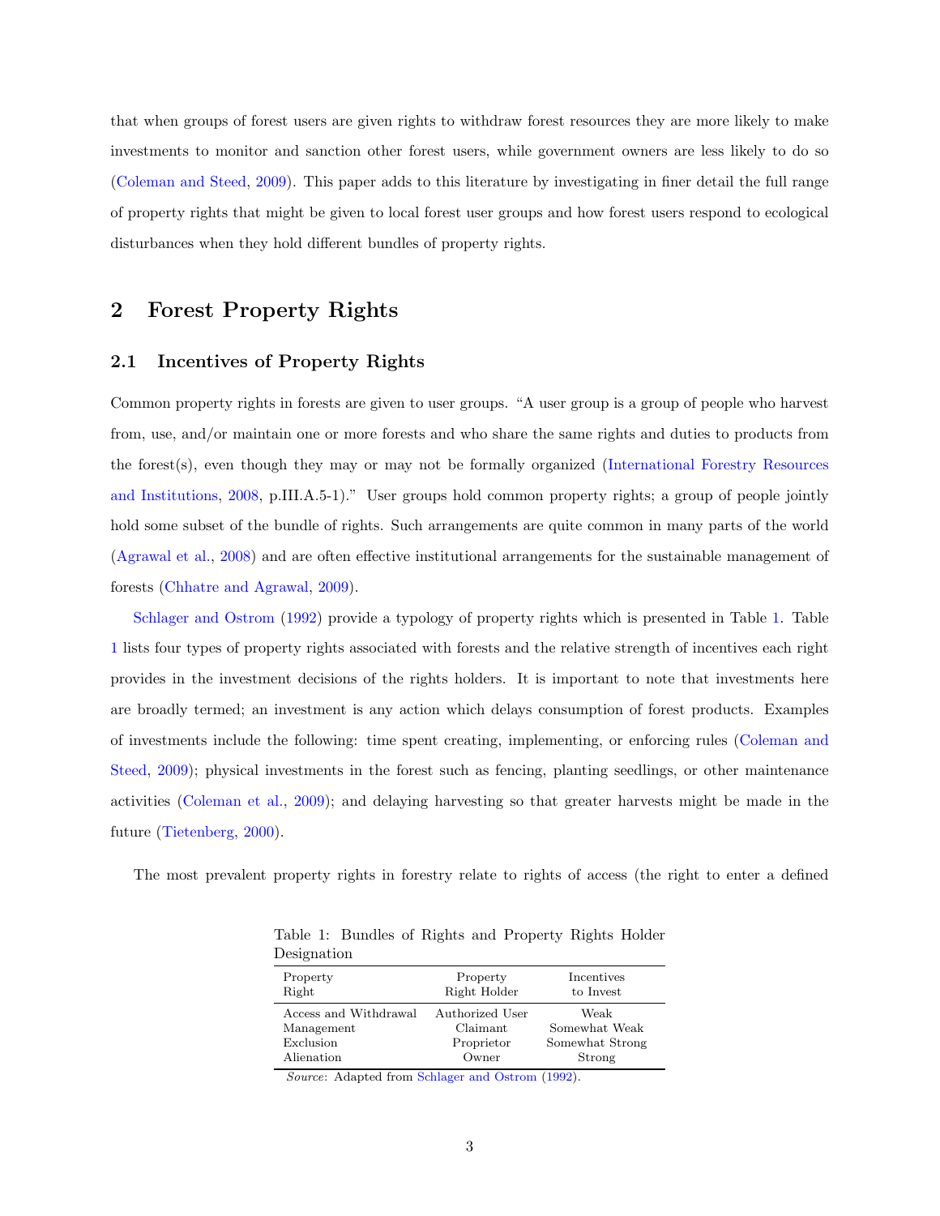that when groups of forest users are given rights to withdraw forest resources they are more likely to make investments to monitor and sanction other forest users, while government owners are less likely to do so (Coleman and Steed, 2009). This paper adds to this literature by investigating in finer detail the full range of property rights that might be given to local forest user groups and how forest users respond to ecological disturbances when they hold different bundles of property rights.

## 2 Forest Property Rights

### 2.1 Incentives of Property Rights

Common property rights in forests are given to user groups. "A user group is a group of people who harvest from, use, and/or maintain one or more forests and who share the same rights and duties to products from the forest(s), even though they may or may not be formally organized (International Forestry Resources and Institutions, 2008, p.III.A.5-1)." User groups hold common property rights; a group of people jointly hold some subset of the bundle of rights. Such arrangements are quite common in many parts of the world (Agrawal et al., 2008) and are often effective institutional arrangements for the sustainable management of forests (Chhatre and Agrawal, 2009).

Schlager and Ostrom (1992) provide a typology of property rights which is presented in Table 1. Table 1 lists four types of property rights associated with forests and the relative strength of incentives each right provides in the investment decisions of the rights holders. It is important to note that investments here are broadly termed; an investment is any action which delays consumption of forest products. Examples of investments include the following: time spent creating, implementing, or enforcing rules (Coleman and Steed, 2009); physical investments in the forest such as fencing, planting seedlings, or other maintenance activities (Coleman et al., 2009); and delaying harvesting so that greater harvests might be made in the future (Tietenberg, 2000).

The most prevalent property rights in forestry relate to rights of access (the right to enter a defined

Table 1: Bundles of Rights and Property Rights Holder Designation

| Property Right | Property Right Holder | Incentives to Invest |
|---|---|---|
| Access and Withdrawal | Authorized User | Weak |
| Management | Claimant | Somewhat Weak |
| Exclusion | Proprietor | Somewhat Strong |
| Alienation | Owner | Strong |

*Source*: Adapted from Schlager and Ostrom (1992).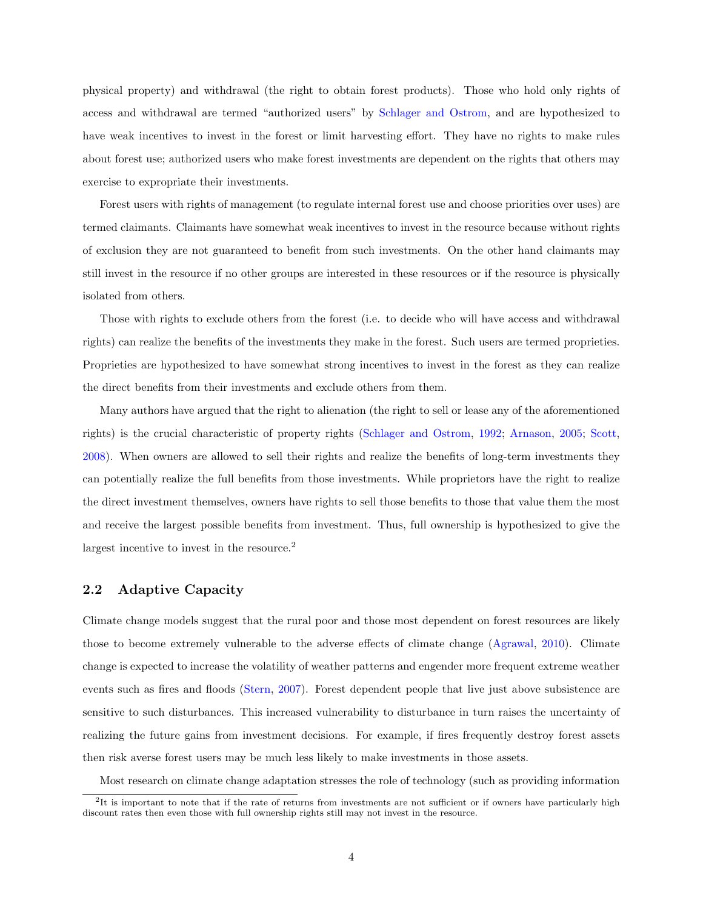physical property) and withdrawal (the right to obtain forest products). Those who hold only rights of access and withdrawal are termed "authorized users" by Schlager and Ostrom, and are hypothesized to have weak incentives to invest in the forest or limit harvesting effort. They have no rights to make rules about forest use; authorized users who make forest investments are dependent on the rights that others may exercise to expropriate their investments.

Forest users with rights of management (to regulate internal forest use and choose priorities over uses) are termed claimants. Claimants have somewhat weak incentives to invest in the resource because without rights of exclusion they are not guaranteed to benefit from such investments. On the other hand claimants may still invest in the resource if no other groups are interested in these resources or if the resource is physically isolated from others.

Those with rights to exclude others from the forest (i.e. to decide who will have access and withdrawal rights) can realize the benefits of the investments they make in the forest. Such users are termed proprieties. Proprieties are hypothesized to have somewhat strong incentives to invest in the forest as they can realize the direct benefits from their investments and exclude others from them.

Many authors have argued that the right to alienation (the right to sell or lease any of the aforementioned rights) is the crucial characteristic of property rights (Schlager and Ostrom, 1992; Arnason, 2005; Scott, 2008). When owners are allowed to sell their rights and realize the benefits of long-term investments they can potentially realize the full benefits from those investments. While proprietors have the right to realize the direct investment themselves, owners have rights to sell those benefits to those that value them the most and receive the largest possible benefits from investment. Thus, full ownership is hypothesized to give the largest incentive to invest in the resource.[2]

## 2.2 Adaptive Capacity

Climate change models suggest that the rural poor and those most dependent on forest resources are likely those to become extremely vulnerable to the adverse effects of climate change (Agrawal, 2010). Climate change is expected to increase the volatility of weather patterns and engender more frequent extreme weather events such as fires and floods (Stern, 2007). Forest dependent people that live just above subsistence are sensitive to such disturbances. This increased vulnerability to disturbance in turn raises the uncertainty of realizing the future gains from investment decisions. For example, if fires frequently destroy forest assets then risk averse forest users may be much less likely to make investments in those assets.

Most research on climate change adaptation stresses the role of technology (such as providing information

[2] It is important to note that if the rate of returns from investments are not sufficient or if owners have particularly high discount rates then even those with full ownership rights still may not invest in the resource.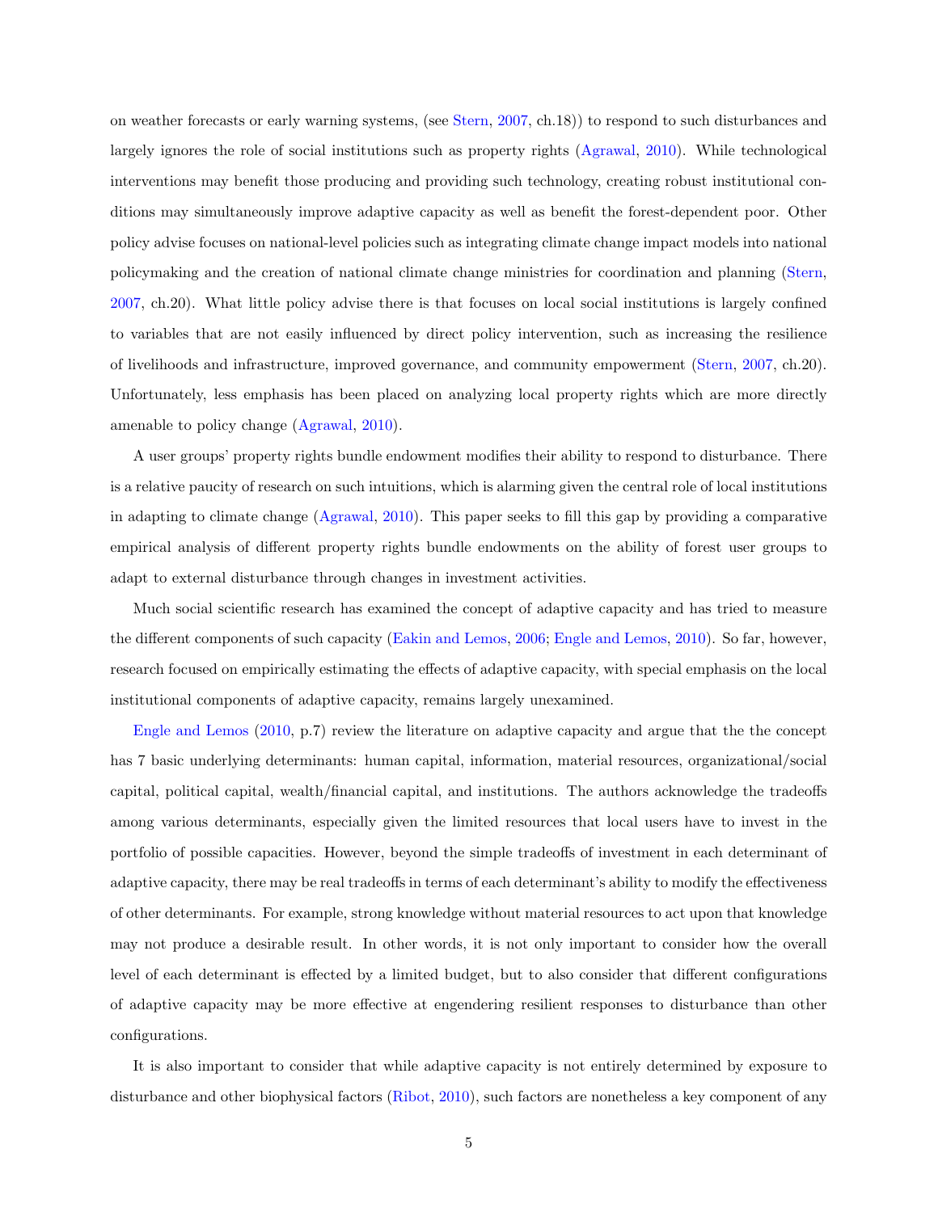on weather forecasts or early warning systems, (see Stern, 2007, ch.18)) to respond to such disturbances and largely ignores the role of social institutions such as property rights (Agrawal, 2010). While technological interventions may benefit those producing and providing such technology, creating robust institutional conditions may simultaneously improve adaptive capacity as well as benefit the forest-dependent poor. Other policy advise focuses on national-level policies such as integrating climate change impact models into national policymaking and the creation of national climate change ministries for coordination and planning (Stern, 2007, ch.20). What little policy advise there is that focuses on local social institutions is largely confined to variables that are not easily influenced by direct policy intervention, such as increasing the resilience of livelihoods and infrastructure, improved governance, and community empowerment (Stern, 2007, ch.20). Unfortunately, less emphasis has been placed on analyzing local property rights which are more directly amenable to policy change (Agrawal, 2010).

A user groups' property rights bundle endowment modifies their ability to respond to disturbance. There is a relative paucity of research on such intuitions, which is alarming given the central role of local institutions in adapting to climate change (Agrawal, 2010). This paper seeks to fill this gap by providing a comparative empirical analysis of different property rights bundle endowments on the ability of forest user groups to adapt to external disturbance through changes in investment activities.

Much social scientific research has examined the concept of adaptive capacity and has tried to measure the different components of such capacity (Eakin and Lemos, 2006; Engle and Lemos, 2010). So far, however, research focused on empirically estimating the effects of adaptive capacity, with special emphasis on the local institutional components of adaptive capacity, remains largely unexamined.

Engle and Lemos (2010, p.7) review the literature on adaptive capacity and argue that the the concept has 7 basic underlying determinants: human capital, information, material resources, organizational/social capital, political capital, wealth/financial capital, and institutions. The authors acknowledge the tradeoffs among various determinants, especially given the limited resources that local users have to invest in the portfolio of possible capacities. However, beyond the simple tradeoffs of investment in each determinant of adaptive capacity, there may be real tradeoffs in terms of each determinant's ability to modify the effectiveness of other determinants. For example, strong knowledge without material resources to act upon that knowledge may not produce a desirable result. In other words, it is not only important to consider how the overall level of each determinant is effected by a limited budget, but to also consider that different configurations of adaptive capacity may be more effective at engendering resilient responses to disturbance than other configurations.

It is also important to consider that while adaptive capacity is not entirely determined by exposure to disturbance and other biophysical factors (Ribot, 2010), such factors are nonetheless a key component of any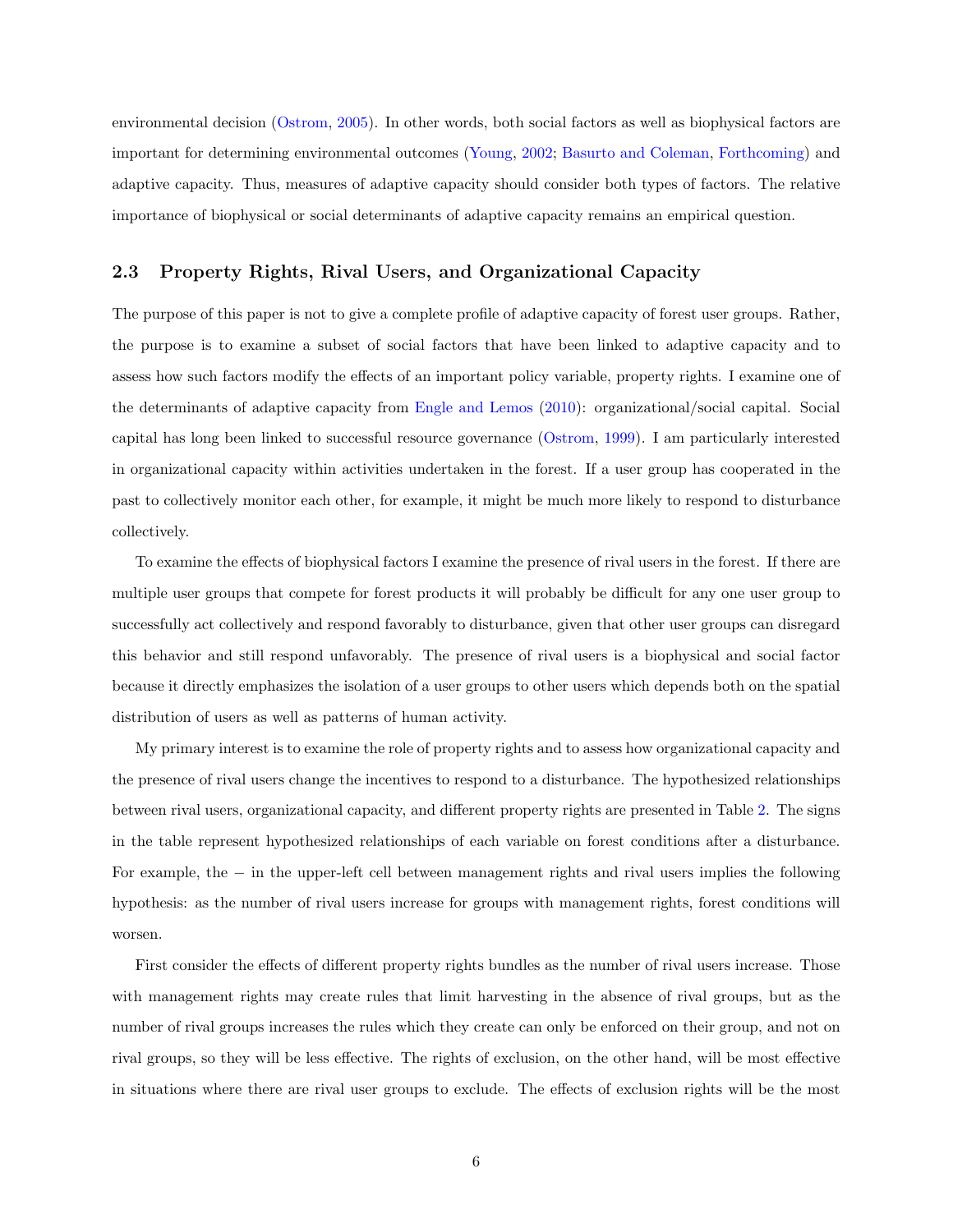environmental decision (Ostrom, 2005). In other words, both social factors as well as biophysical factors are important for determining environmental outcomes (Young, 2002; Basurto and Coleman, Forthcoming) and adaptive capacity. Thus, measures of adaptive capacity should consider both types of factors. The relative importance of biophysical or social determinants of adaptive capacity remains an empirical question.

### 2.3 Property Rights, Rival Users, and Organizational Capacity

The purpose of this paper is not to give a complete profile of adaptive capacity of forest user groups. Rather, the purpose is to examine a subset of social factors that have been linked to adaptive capacity and to assess how such factors modify the effects of an important policy variable, property rights. I examine one of the determinants of adaptive capacity from Engle and Lemos (2010): organizational/social capital. Social capital has long been linked to successful resource governance (Ostrom, 1999). I am particularly interested in organizational capacity within activities undertaken in the forest. If a user group has cooperated in the past to collectively monitor each other, for example, it might be much more likely to respond to disturbance collectively.

To examine the effects of biophysical factors I examine the presence of rival users in the forest. If there are multiple user groups that compete for forest products it will probably be difficult for any one user group to successfully act collectively and respond favorably to disturbance, given that other user groups can disregard this behavior and still respond unfavorably. The presence of rival users is a biophysical and social factor because it directly emphasizes the isolation of a user groups to other users which depends both on the spatial distribution of users as well as patterns of human activity.

My primary interest is to examine the role of property rights and to assess how organizational capacity and the presence of rival users change the incentives to respond to a disturbance. The hypothesized relationships between rival users, organizational capacity, and different property rights are presented in Table 2. The signs in the table represent hypothesized relationships of each variable on forest conditions after a disturbance. For example, the − in the upper-left cell between management rights and rival users implies the following hypothesis: as the number of rival users increase for groups with management rights, forest conditions will worsen.

First consider the effects of different property rights bundles as the number of rival users increase. Those with management rights may create rules that limit harvesting in the absence of rival groups, but as the number of rival groups increases the rules which they create can only be enforced on their group, and not on rival groups, so they will be less effective. The rights of exclusion, on the other hand, will be most effective in situations where there are rival user groups to exclude. The effects of exclusion rights will be the most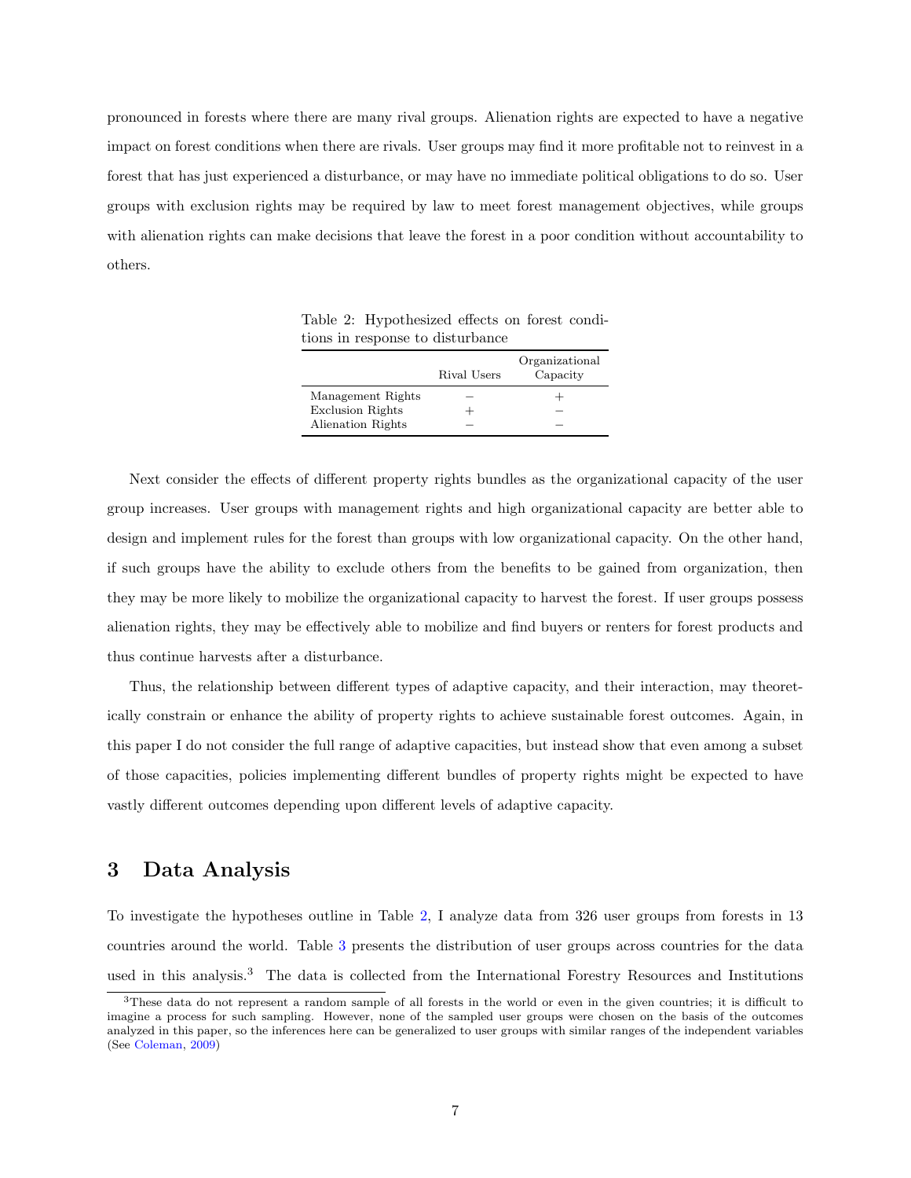pronounced in forests where there are many rival groups. Alienation rights are expected to have a negative impact on forest conditions when there are rivals. User groups may find it more profitable not to reinvest in a forest that has just experienced a disturbance, or may have no immediate political obligations to do so. User groups with exclusion rights may be required by law to meet forest management objectives, while groups with alienation rights can make decisions that leave the forest in a poor condition without accountability to others.

Table 2: Hypothesized effects on forest conditions in response to disturbance

| | Rival Users | Organizational Capacity |
|---|---|---|
| Management Rights | − | + |
| Exclusion Rights | + | − |
| Alienation Rights | − | − |

Next consider the effects of different property rights bundles as the organizational capacity of the user group increases. User groups with management rights and high organizational capacity are better able to design and implement rules for the forest than groups with low organizational capacity. On the other hand, if such groups have the ability to exclude others from the benefits to be gained from organization, then they may be more likely to mobilize the organizational capacity to harvest the forest. If user groups possess alienation rights, they may be effectively able to mobilize and find buyers or renters for forest products and thus continue harvests after a disturbance.

Thus, the relationship between different types of adaptive capacity, and their interaction, may theoretically constrain or enhance the ability of property rights to achieve sustainable forest outcomes. Again, in this paper I do not consider the full range of adaptive capacities, but instead show that even among a subset of those capacities, policies implementing different bundles of property rights might be expected to have vastly different outcomes depending upon different levels of adaptive capacity.

# 3 Data Analysis

To investigate the hypotheses outline in Table 2, I analyze data from 326 user groups from forests in 13 countries around the world. Table 3 presents the distribution of user groups across countries for the data used in this analysis.[3] The data is collected from the International Forestry Resources and Institutions

[3] These data do not represent a random sample of all forests in the world or even in the given countries; it is difficult to imagine a process for such sampling. However, none of the sampled user groups were chosen on the basis of the outcomes analyzed in this paper, so the inferences here can be generalized to user groups with similar ranges of the independent variables (See Coleman, 2009)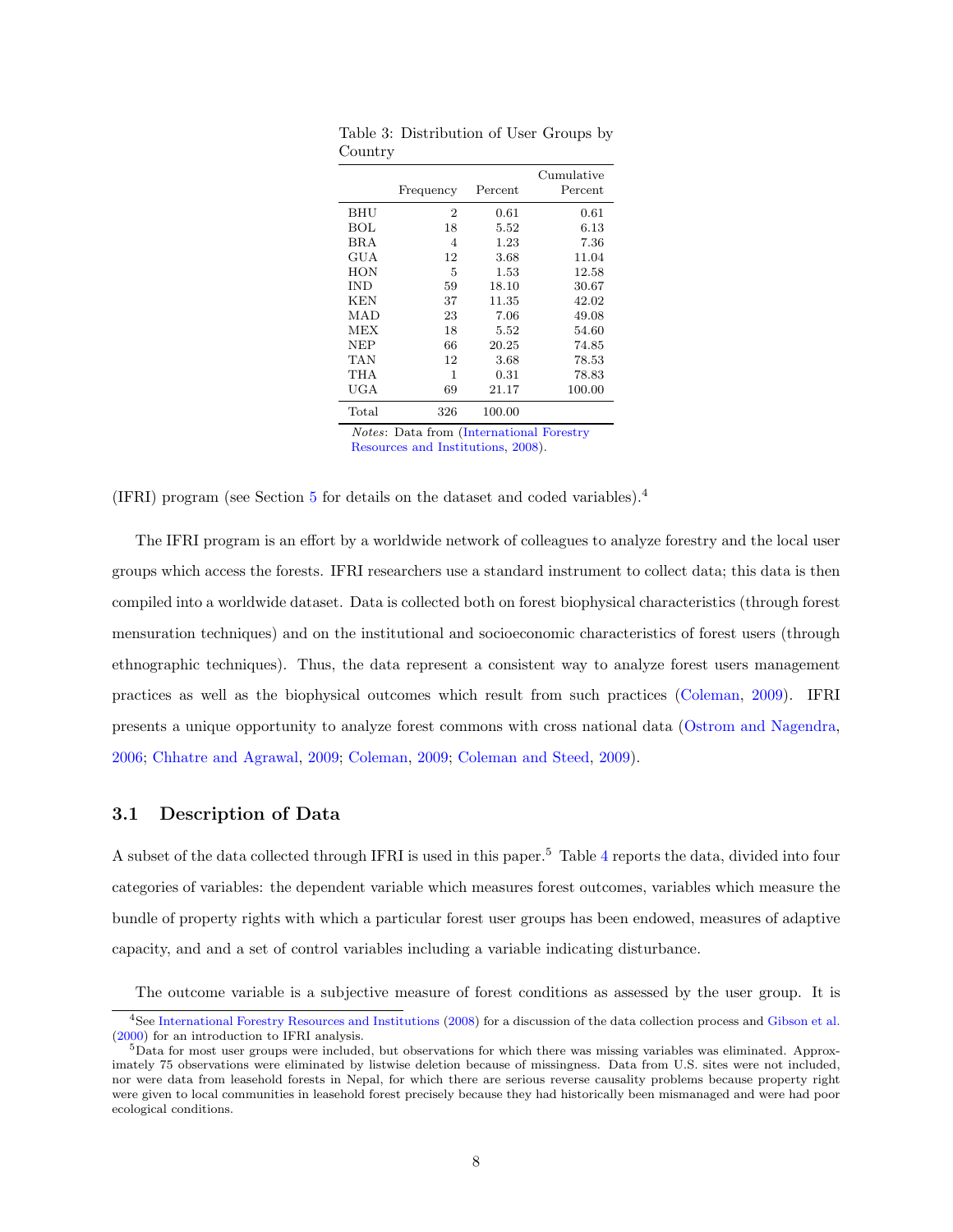Table 3: Distribution of User Groups by Country

| | Frequency | Percent | Cumulative Percent |
|---|---|---|---|
| BHU | 2 | 0.61 | 0.61 |
| BOL | 18 | 5.52 | 6.13 |
| BRA | 4 | 1.23 | 7.36 |
| GUA | 12 | 3.68 | 11.04 |
| HON | 5 | 1.53 | 12.58 |
| IND | 59 | 18.10 | 30.67 |
| KEN | 37 | 11.35 | 42.02 |
| MAD | 23 | 7.06 | 49.08 |
| MEX | 18 | 5.52 | 54.60 |
| NEP | 66 | 20.25 | 74.85 |
| TAN | 12 | 3.68 | 78.53 |
| THA | 1 | 0.31 | 78.83 |
| UGA | 69 | 21.17 | 100.00 |
| Total | 326 | 100.00 | |

*Notes*: Data from (International Forestry Resources and Institutions, 2008).

(IFRI) program (see Section 5 for details on the dataset and coded variables).[4]

The IFRI program is an effort by a worldwide network of colleagues to analyze forestry and the local user groups which access the forests. IFRI researchers use a standard instrument to collect data; this data is then compiled into a worldwide dataset. Data is collected both on forest biophysical characteristics (through forest mensuration techniques) and on the institutional and socioeconomic characteristics of forest users (through ethnographic techniques). Thus, the data represent a consistent way to analyze forest users management practices as well as the biophysical outcomes which result from such practices (Coleman, 2009). IFRI presents a unique opportunity to analyze forest commons with cross national data (Ostrom and Nagendra, 2006; Chhatre and Agrawal, 2009; Coleman, 2009; Coleman and Steed, 2009).

## 3.1 Description of Data

A subset of the data collected through IFRI is used in this paper.[5] Table 4 reports the data, divided into four categories of variables: the dependent variable which measures forest outcomes, variables which measure the bundle of property rights with which a particular forest user groups has been endowed, measures of adaptive capacity, and and a set of control variables including a variable indicating disturbance.

The outcome variable is a subjective measure of forest conditions as assessed by the user group. It is

[4] See International Forestry Resources and Institutions (2008) for a discussion of the data collection process and Gibson et al. (2000) for an introduction to IFRI analysis.

[5] Data for most user groups were included, but observations for which there was missing variables was eliminated. Approximately 75 observations were eliminated by listwise deletion because of missingness. Data from U.S. sites were not included, nor were data from leasehold forests in Nepal, for which there are serious reverse causality problems because property right were given to local communities in leasehold forest precisely because they had historically been mismanaged and were had poor ecological conditions.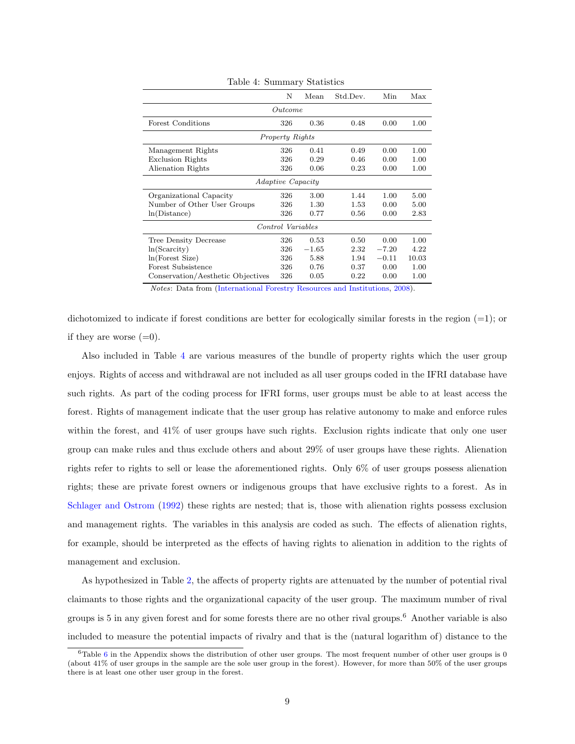Table 4: Summary Statistics

| | N | Mean | Std.Dev. | Min | Max |
|---|---|---|---|---|---|
| *Outcome* | | | | | |
| Forest Conditions | 326 | 0.36 | 0.48 | 0.00 | 1.00 |
| *Property Rights* | | | | | |
| Management Rights | 326 | 0.41 | 0.49 | 0.00 | 1.00 |
| Exclusion Rights | 326 | 0.29 | 0.46 | 0.00 | 1.00 |
| Alienation Rights | 326 | 0.06 | 0.23 | 0.00 | 1.00 |
| *Adaptive Capacity* | | | | | |
| Organizational Capacity | 326 | 3.00 | 1.44 | 1.00 | 5.00 |
| Number of Other User Groups | 326 | 1.30 | 1.53 | 0.00 | 5.00 |
| ln(Distance) | 326 | 0.77 | 0.56 | 0.00 | 2.83 |
| *Control Variables* | | | | | |
| Tree Density Decrease | 326 | 0.53 | 0.50 | 0.00 | 1.00 |
| ln(Scarcity) | 326 | $-1.65$ | 2.32 | $-7.20$ | 4.22 |
| ln(Forest Size) | 326 | 5.88 | 1.94 | $-0.11$ | 10.03 |
| Forest Subsistence | 326 | 0.76 | 0.37 | 0.00 | 1.00 |
| Conservation/Aesthetic Objectives | 326 | 0.05 | 0.22 | 0.00 | 1.00 |

*Notes*: Data from (International Forestry Resources and Institutions, 2008).

dichotomized to indicate if forest conditions are better for ecologically similar forests in the region (=1); or if they are worse (=0).

Also included in Table 4 are various measures of the bundle of property rights which the user group enjoys. Rights of access and withdrawal are not included as all user groups coded in the IFRI database have such rights. As part of the coding process for IFRI forms, user groups must be able to at least access the forest. Rights of management indicate that the user group has relative autonomy to make and enforce rules within the forest, and 41% of user groups have such rights. Exclusion rights indicate that only one user group can make rules and thus exclude others and about 29% of user groups have these rights. Alienation rights refer to rights to sell or lease the aforementioned rights. Only 6% of user groups possess alienation rights; these are private forest owners or indigenous groups that have exclusive rights to a forest. As in Schlager and Ostrom (1992) these rights are nested; that is, those with alienation rights possess exclusion and management rights. The variables in this analysis are coded as such. The effects of alienation rights, for example, should be interpreted as the effects of having rights to alienation in addition to the rights of management and exclusion.

As hypothesized in Table 2, the affects of property rights are attenuated by the number of potential rival claimants to those rights and the organizational capacity of the user group. The maximum number of rival groups is 5 in any given forest and for some forests there are no other rival groups.[6] Another variable is also included to measure the potential impacts of rivalry and that is the (natural logarithm of) distance to the

[6] Table 6 in the Appendix shows the distribution of other user groups. The most frequent number of other user groups is 0 (about 41% of user groups in the sample are the sole user group in the forest). However, for more than 50% of the user groups there is at least one other user group in the forest.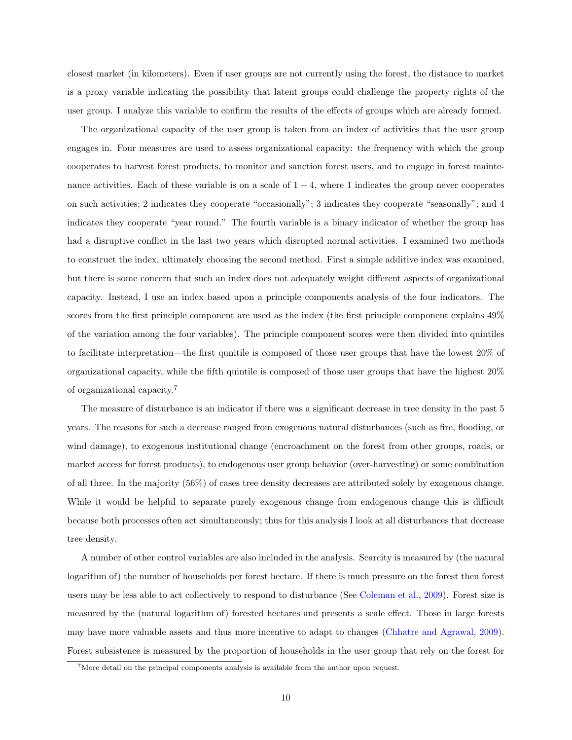closest market (in kilometers). Even if user groups are not currently using the forest, the distance to market is a proxy variable indicating the possibility that latent groups could challenge the property rights of the user group. I analyze this variable to confirm the results of the effects of groups which are already formed.

The organizational capacity of the user group is taken from an index of activities that the user group engages in. Four measures are used to assess organizational capacity: the frequency with which the group cooperates to harvest forest products, to monitor and sanction forest users, and to engage in forest maintenance activities. Each of these variable is on a scale of $1-4$, where 1 indicates the group never cooperates on such activities; 2 indicates they cooperate "occasionally"; 3 indicates they cooperate "seasonally"; and 4 indicates they cooperate "year round." The fourth variable is a binary indicator of whether the group has had a disruptive conflict in the last two years which disrupted normal activities. I examined two methods to construct the index, ultimately choosing the second method. First a simple additive index was examined, but there is some concern that such an index does not adequately weight different aspects of organizational capacity. Instead, I use an index based upon a principle components analysis of the four indicators. The scores from the first principle component are used as the index (the first principle component explains 49% of the variation among the four variables). The principle component scores were then divided into quintiles to facilitate interpretation—the first qunitile is composed of those user groups that have the lowest 20% of organizational capacity, while the fifth quintile is composed of those user groups that have the highest 20% of organizational capacity.[7]

The measure of disturbance is an indicator if there was a significant decrease in tree density in the past 5 years. The reasons for such a decrease ranged from exogenous natural disturbances (such as fire, flooding, or wind damage), to exogenous institutional change (encroachment on the forest from other groups, roads, or market access for forest products), to endogenous user group behavior (over-harvesting) or some combination of all three. In the majority (56%) of cases tree density decreases are attributed solely by exogenous change. While it would be helpful to separate purely exogenous change from endogenous change this is difficult because both processes often act simultaneously; thus for this analysis I look at all disturbances that decrease tree density.

A number of other control variables are also included in the analysis. Scarcity is measured by (the natural logarithm of) the number of households per forest hectare. If there is much pressure on the forest then forest users may be less able to act collectively to respond to disturbance (See Coleman et al., 2009). Forest size is measured by the (natural logarithm of) forested hectares and presents a scale effect. Those in large forests may have more valuable assets and thus more incentive to adapt to changes (Chhatre and Agrawal, 2009). Forest subsistence is measured by the proportion of households in the user group that rely on the forest for

[7] More detail on the principal components analysis is available from the author upon request.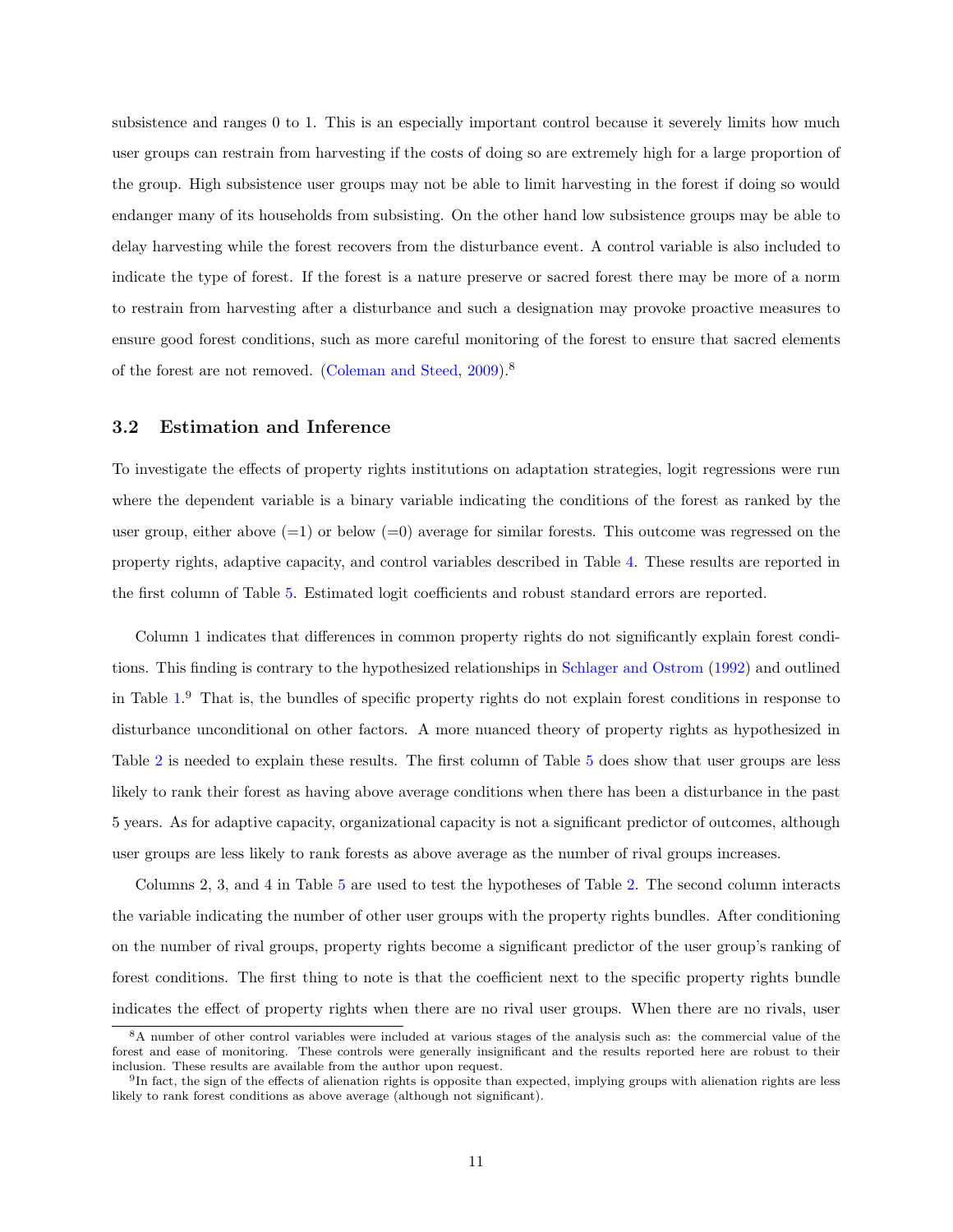subsistence and ranges 0 to 1. This is an especially important control because it severely limits how much user groups can restrain from harvesting if the costs of doing so are extremely high for a large proportion of the group. High subsistence user groups may not be able to limit harvesting in the forest if doing so would endanger many of its households from subsisting. On the other hand low subsistence groups may be able to delay harvesting while the forest recovers from the disturbance event. A control variable is also included to indicate the type of forest. If the forest is a nature preserve or sacred forest there may be more of a norm to restrain from harvesting after a disturbance and such a designation may provoke proactive measures to ensure good forest conditions, such as more careful monitoring of the forest to ensure that sacred elements of the forest are not removed. (Coleman and Steed, 2009).[8]

### 3.2 Estimation and Inference

To investigate the effects of property rights institutions on adaptation strategies, logit regressions were run where the dependent variable is a binary variable indicating the conditions of the forest as ranked by the user group, either above (=1) or below (=0) average for similar forests. This outcome was regressed on the property rights, adaptive capacity, and control variables described in Table 4. These results are reported in the first column of Table 5. Estimated logit coefficients and robust standard errors are reported.

Column 1 indicates that differences in common property rights do not significantly explain forest conditions. This finding is contrary to the hypothesized relationships in Schlager and Ostrom (1992) and outlined in Table 1.[9] That is, the bundles of specific property rights do not explain forest conditions in response to disturbance unconditional on other factors. A more nuanced theory of property rights as hypothesized in Table 2 is needed to explain these results. The first column of Table 5 does show that user groups are less likely to rank their forest as having above average conditions when there has been a disturbance in the past 5 years. As for adaptive capacity, organizational capacity is not a significant predictor of outcomes, although user groups are less likely to rank forests as above average as the number of rival groups increases.

Columns 2, 3, and 4 in Table 5 are used to test the hypotheses of Table 2. The second column interacts the variable indicating the number of other user groups with the property rights bundles. After conditioning on the number of rival groups, property rights become a significant predictor of the user group's ranking of forest conditions. The first thing to note is that the coefficient next to the specific property rights bundle indicates the effect of property rights when there are no rival user groups. When there are no rivals, user

---

[8] A number of other control variables were included at various stages of the analysis such as: the commercial value of the forest and ease of monitoring. These controls were generally insignificant and the results reported here are robust to their inclusion. These results are available from the author upon request.

[9] In fact, the sign of the effects of alienation rights is opposite than expected, implying groups with alienation rights are less likely to rank forest conditions as above average (although not significant).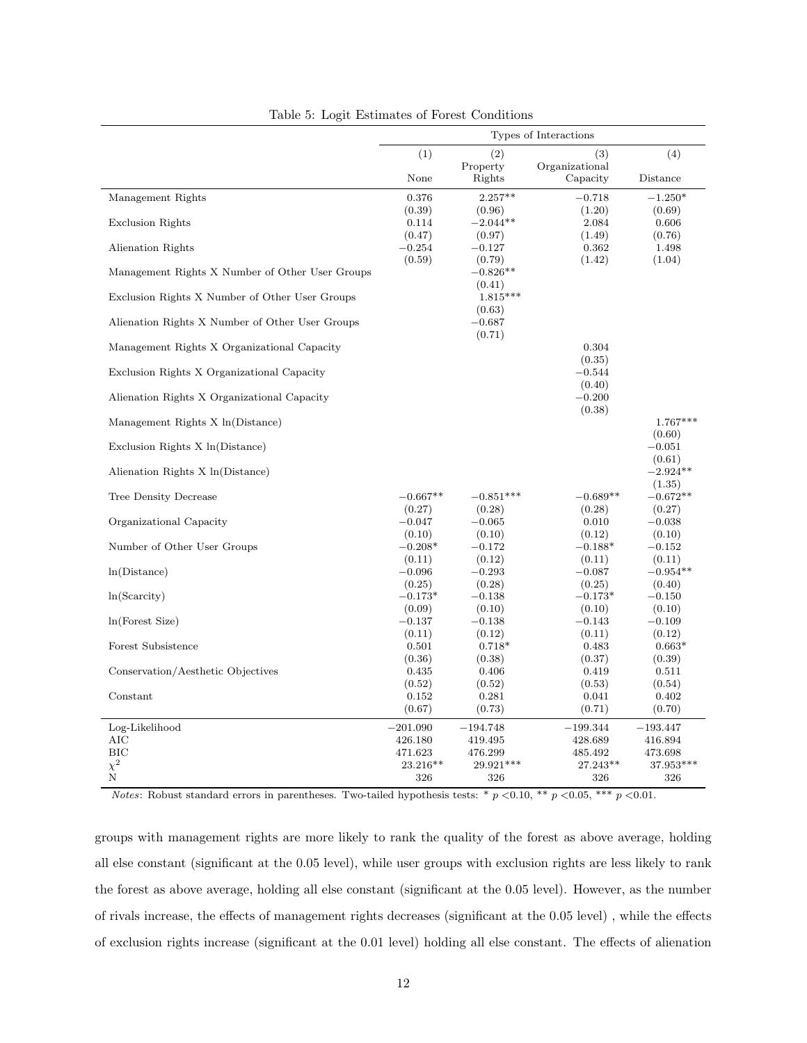Table 5: Logit Estimates of Forest Conditions

| | Types of Interactions | | | |
|---|---|---|---|---|
| | (1) | (2) | (3) | (4) |
| | None | Property Rights | Organizational Capacity | Distance |
| Management Rights | 0.376 | 2.257** | −0.718 | −1.250* |
| | (0.39) | (0.96) | (1.20) | (0.69) |
| Exclusion Rights | 0.114 | −2.044** | 2.084 | 0.606 |
| | (0.47) | (0.97) | (1.49) | (0.76) |
| Alienation Rights | −0.254 | −0.127 | 0.362 | 1.498 |
| | (0.59) | (0.79) | (1.42) | (1.04) |
| Management Rights X Number of Other User Groups | | −0.826** | | |
| | | (0.41) | | |
| Exclusion Rights X Number of Other User Groups | | 1.815*** | | |
| | | (0.63) | | |
| Alienation Rights X Number of Other User Groups | | −0.687 | | |
| | | (0.71) | | |
| Management Rights X Organizational Capacity | | | 0.304 | |
| | | | (0.35) | |
| Exclusion Rights X Organizational Capacity | | | −0.544 | |
| | | | (0.40) | |
| Alienation Rights X Organizational Capacity | | | −0.200 | |
| | | | (0.38) | |
| Management Rights X ln(Distance) | | | | 1.767*** |
| | | | | (0.60) |
| Exclusion Rights X ln(Distance) | | | | −0.051 |
| | | | | (0.61) |
| Alienation Rights X ln(Distance) | | | | −2.924** |
| | | | | (1.35) |
| Tree Density Decrease | −0.667** | −0.851*** | −0.689** | −0.672** |
| | (0.27) | (0.28) | (0.28) | (0.27) |
| Organizational Capacity | −0.047 | −0.065 | 0.010 | −0.038 |
| | (0.10) | (0.10) | (0.12) | (0.10) |
| Number of Other User Groups | −0.208* | −0.172 | −0.188* | −0.152 |
| | (0.11) | (0.12) | (0.11) | (0.11) |
| ln(Distance) | −0.096 | −0.293 | −0.087 | −0.954** |
| | (0.25) | (0.28) | (0.25) | (0.40) |
| ln(Scarcity) | −0.173* | −0.138 | −0.173* | −0.150 |
| | (0.09) | (0.10) | (0.10) | (0.10) |
| ln(Forest Size) | −0.137 | −0.138 | −0.143 | −0.109 |
| | (0.11) | (0.12) | (0.11) | (0.12) |
| Forest Subsistence | 0.501 | 0.718* | 0.483 | 0.663* |
| | (0.36) | (0.38) | (0.37) | (0.39) |
| Conservation/Aesthetic Objectives | 0.435 | 0.406 | 0.419 | 0.511 |
| | (0.52) | (0.52) | (0.53) | (0.54) |
| Constant | 0.152 | 0.281 | 0.041 | 0.402 |
| | (0.67) | (0.73) | (0.71) | (0.70) |
| Log-Likelihood | −201.090 | −194.748 | −199.344 | −193.447 |
| AIC | 426.180 | 419.495 | 428.689 | 416.894 |
| BIC | 471.623 | 476.299 | 485.492 | 473.698 |
| $\chi^2$ | 23.216** | 29.921*** | 27.243** | 37.953*** |
| N | 326 | 326 | 326 | 326 |

*Notes*: Robust standard errors in parentheses. Two-tailed hypothesis tests: * $p < 0.10$, ** $p < 0.05$, *** $p < 0.01$.

groups with management rights are more likely to rank the quality of the forest as above average, holding all else constant (significant at the 0.05 level), while user groups with exclusion rights are less likely to rank the forest as above average, holding all else constant (significant at the 0.05 level). However, as the number of rivals increase, the effects of management rights decreases (significant at the 0.05 level) , while the effects of exclusion rights increase (significant at the 0.01 level) holding all else constant. The effects of alienation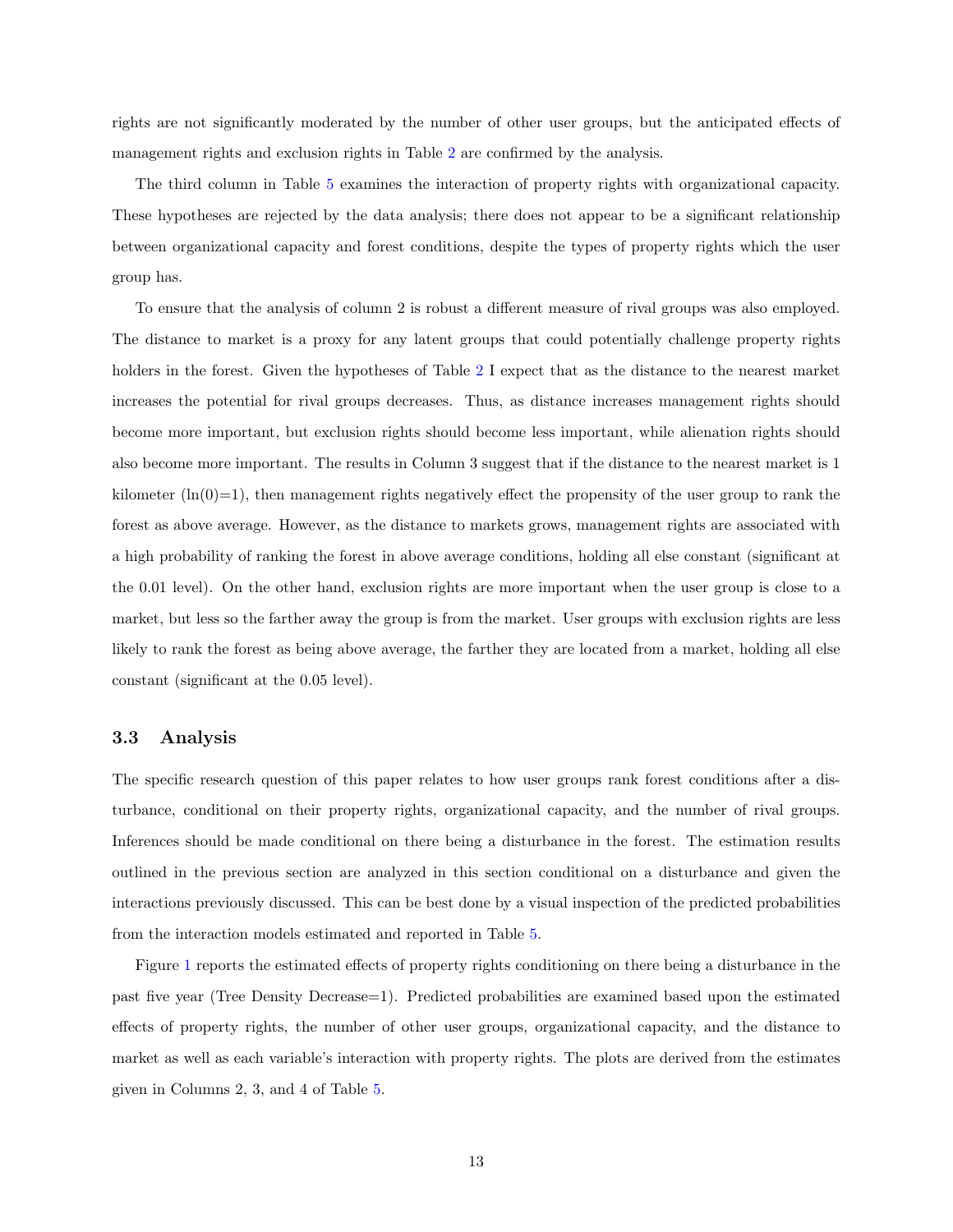rights are not significantly moderated by the number of other user groups, but the anticipated effects of management rights and exclusion rights in Table 2 are confirmed by the analysis.

The third column in Table 5 examines the interaction of property rights with organizational capacity. These hypotheses are rejected by the data analysis; there does not appear to be a significant relationship between organizational capacity and forest conditions, despite the types of property rights which the user group has.

To ensure that the analysis of column 2 is robust a different measure of rival groups was also employed. The distance to market is a proxy for any latent groups that could potentially challenge property rights holders in the forest. Given the hypotheses of Table 2 I expect that as the distance to the nearest market increases the potential for rival groups decreases. Thus, as distance increases management rights should become more important, but exclusion rights should become less important, while alienation rights should also become more important. The results in Column 3 suggest that if the distance to the nearest market is 1 kilometer ($\ln(0)=1$), then management rights negatively effect the propensity of the user group to rank the forest as above average. However, as the distance to markets grows, management rights are associated with a high probability of ranking the forest in above average conditions, holding all else constant (significant at the 0.01 level). On the other hand, exclusion rights are more important when the user group is close to a market, but less so the farther away the group is from the market. User groups with exclusion rights are less likely to rank the forest as being above average, the farther they are located from a market, holding all else constant (significant at the 0.05 level).

### 3.3 Analysis

The specific research question of this paper relates to how user groups rank forest conditions after a disturbance, conditional on their property rights, organizational capacity, and the number of rival groups. Inferences should be made conditional on there being a disturbance in the forest. The estimation results outlined in the previous section are analyzed in this section conditional on a disturbance and given the interactions previously discussed. This can be best done by a visual inspection of the predicted probabilities from the interaction models estimated and reported in Table 5.

Figure 1 reports the estimated effects of property rights conditioning on there being a disturbance in the past five year (Tree Density Decrease=1). Predicted probabilities are examined based upon the estimated effects of property rights, the number of other user groups, organizational capacity, and the distance to market as well as each variable's interaction with property rights. The plots are derived from the estimates given in Columns 2, 3, and 4 of Table 5.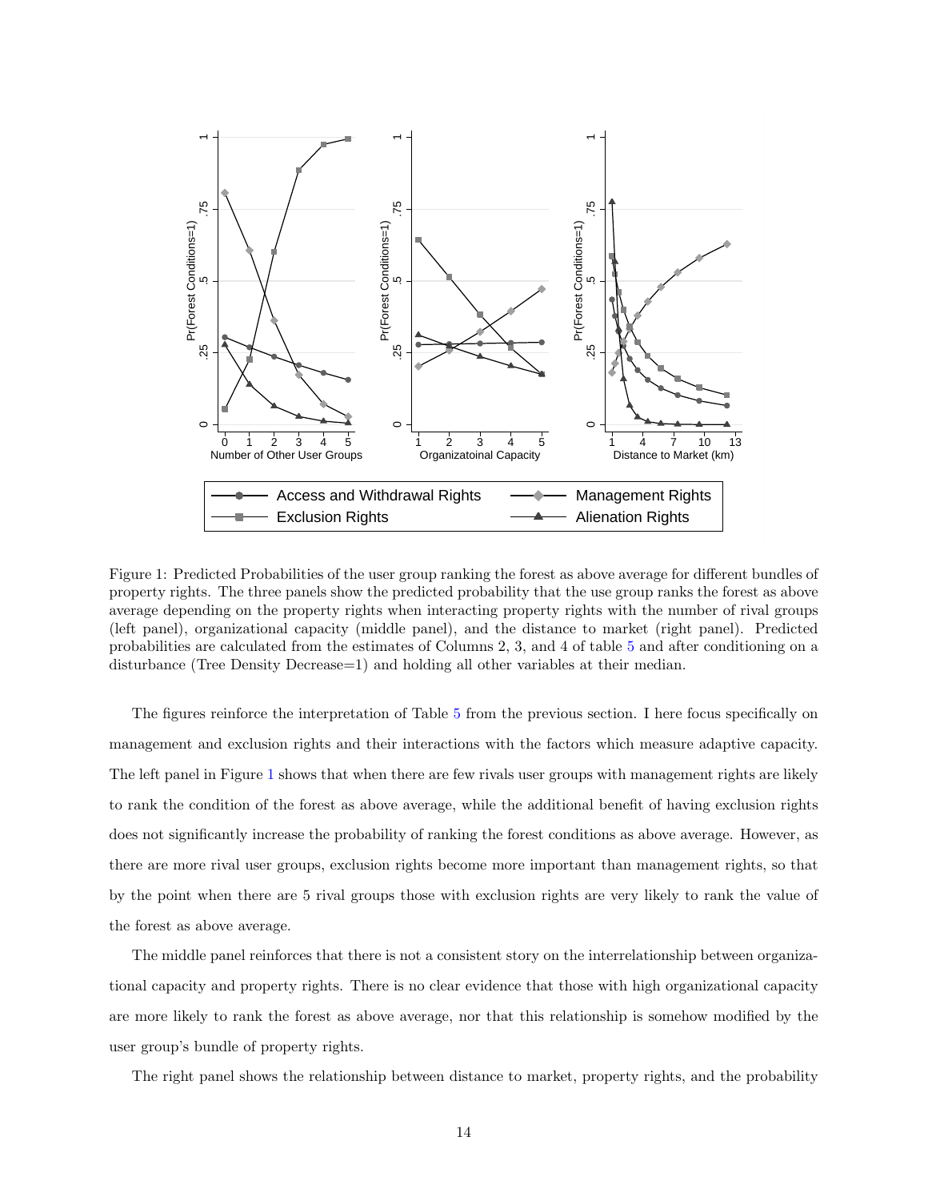Figure 1: Predicted Probabilities of the user group ranking the forest as above average for different bundles of property rights. The three panels show the predicted probability that the use group ranks the forest as above average depending on the property rights when interacting property rights with the number of rival groups (left panel), organizational capacity (middle panel), and the distance to market (right panel). Predicted probabilities are calculated from the estimates of Columns 2, 3, and 4 of table 5 and after conditioning on a disturbance (Tree Density Decrease=1) and holding all other variables at their median.

The figures reinforce the interpretation of Table 5 from the previous section. I here focus specifically on management and exclusion rights and their interactions with the factors which measure adaptive capacity. The left panel in Figure 1 shows that when there are few rivals user groups with management rights are likely to rank the condition of the forest as above average, while the additional benefit of having exclusion rights does not significantly increase the probability of ranking the forest conditions as above average. However, as there are more rival user groups, exclusion rights become more important than management rights, so that by the point when there are 5 rival groups those with exclusion rights are very likely to rank the value of the forest as above average.

The middle panel reinforces that there is not a consistent story on the interrelationship between organizational capacity and property rights. There is no clear evidence that those with high organizational capacity are more likely to rank the forest as above average, nor that this relationship is somehow modified by the user group's bundle of property rights.

The right panel shows the relationship between distance to market, property rights, and the probability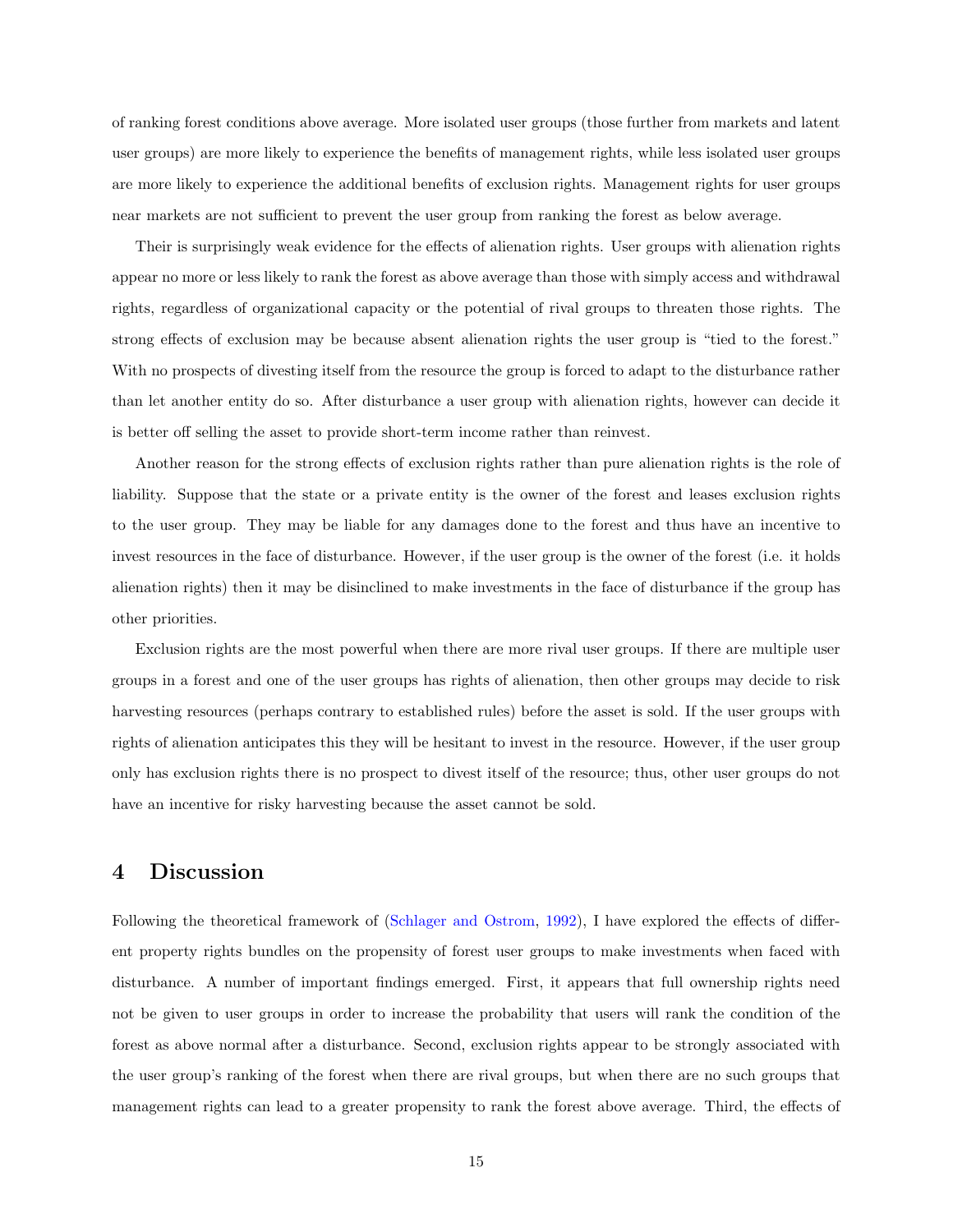of ranking forest conditions above average. More isolated user groups (those further from markets and latent user groups) are more likely to experience the benefits of management rights, while less isolated user groups are more likely to experience the additional benefits of exclusion rights. Management rights for user groups near markets are not sufficient to prevent the user group from ranking the forest as below average.

Their is surprisingly weak evidence for the effects of alienation rights. User groups with alienation rights appear no more or less likely to rank the forest as above average than those with simply access and withdrawal rights, regardless of organizational capacity or the potential of rival groups to threaten those rights. The strong effects of exclusion may be because absent alienation rights the user group is "tied to the forest." With no prospects of divesting itself from the resource the group is forced to adapt to the disturbance rather than let another entity do so. After disturbance a user group with alienation rights, however can decide it is better off selling the asset to provide short-term income rather than reinvest.

Another reason for the strong effects of exclusion rights rather than pure alienation rights is the role of liability. Suppose that the state or a private entity is the owner of the forest and leases exclusion rights to the user group. They may be liable for any damages done to the forest and thus have an incentive to invest resources in the face of disturbance. However, if the user group is the owner of the forest (i.e. it holds alienation rights) then it may be disinclined to make investments in the face of disturbance if the group has other priorities.

Exclusion rights are the most powerful when there are more rival user groups. If there are multiple user groups in a forest and one of the user groups has rights of alienation, then other groups may decide to risk harvesting resources (perhaps contrary to established rules) before the asset is sold. If the user groups with rights of alienation anticipates this they will be hesitant to invest in the resource. However, if the user group only has exclusion rights there is no prospect to divest itself of the resource; thus, other user groups do not have an incentive for risky harvesting because the asset cannot be sold.

## 4 Discussion

Following the theoretical framework of (Schlager and Ostrom, 1992), I have explored the effects of different property rights bundles on the propensity of forest user groups to make investments when faced with disturbance. A number of important findings emerged. First, it appears that full ownership rights need not be given to user groups in order to increase the probability that users will rank the condition of the forest as above normal after a disturbance. Second, exclusion rights appear to be strongly associated with the user group's ranking of the forest when there are rival groups, but when there are no such groups that management rights can lead to a greater propensity to rank the forest above average. Third, the effects of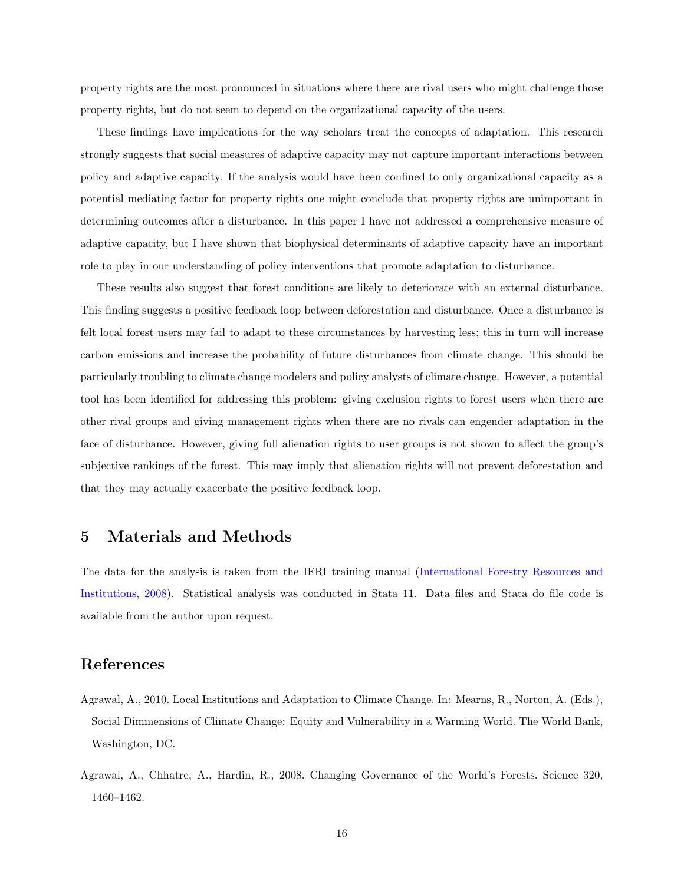property rights are the most pronounced in situations where there are rival users who might challenge those property rights, but do not seem to depend on the organizational capacity of the users.

These findings have implications for the way scholars treat the concepts of adaptation. This research strongly suggests that social measures of adaptive capacity may not capture important interactions between policy and adaptive capacity. If the analysis would have been confined to only organizational capacity as a potential mediating factor for property rights one might conclude that property rights are unimportant in determining outcomes after a disturbance. In this paper I have not addressed a comprehensive measure of adaptive capacity, but I have shown that biophysical determinants of adaptive capacity have an important role to play in our understanding of policy interventions that promote adaptation to disturbance.

These results also suggest that forest conditions are likely to deteriorate with an external disturbance. This finding suggests a positive feedback loop between deforestation and disturbance. Once a disturbance is felt local forest users may fail to adapt to these circumstances by harvesting less; this in turn will increase carbon emissions and increase the probability of future disturbances from climate change. This should be particularly troubling to climate change modelers and policy analysts of climate change. However, a potential tool has been identified for addressing this problem: giving exclusion rights to forest users when there are other rival groups and giving management rights when there are no rivals can engender adaptation in the face of disturbance. However, giving full alienation rights to user groups is not shown to affect the group's subjective rankings of the forest. This may imply that alienation rights will not prevent deforestation and that they may actually exacerbate the positive feedback loop.

## 5 Materials and Methods

The data for the analysis is taken from the IFRI training manual (International Forestry Resources and Institutions, 2008). Statistical analysis was conducted in Stata 11. Data files and Stata do file code is available from the author upon request.

## References

Agrawal, A., 2010. Local Institutions and Adaptation to Climate Change. In: Mearns, R., Norton, A. (Eds.), Social Dimmensions of Climate Change: Equity and Vulnerability in a Warming World. The World Bank, Washington, DC.

Agrawal, A., Chhatre, A., Hardin, R., 2008. Changing Governance of the World's Forests. Science 320, 1460–1462.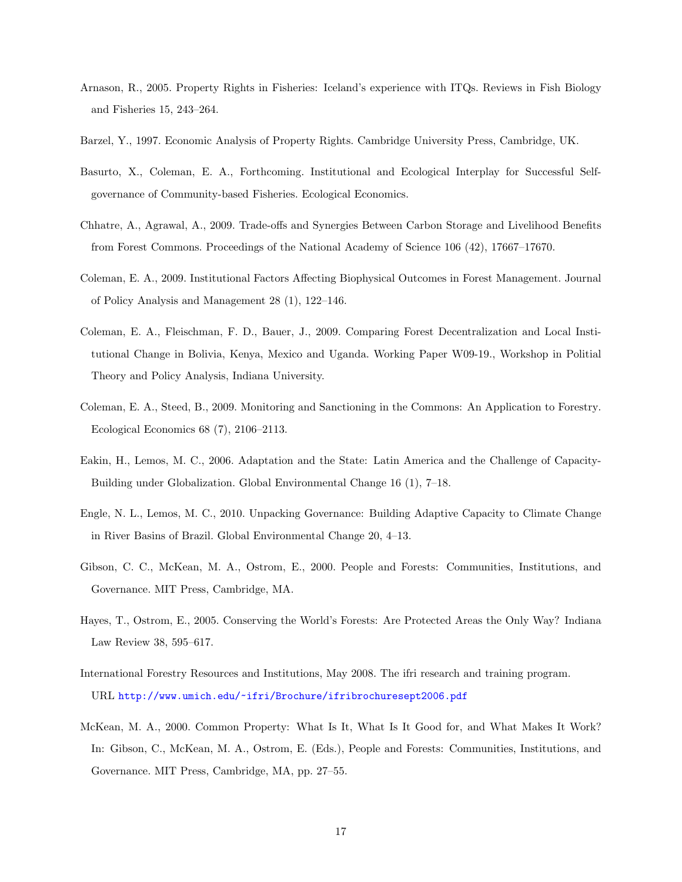Arnason, R., 2005. Property Rights in Fisheries: Iceland's experience with ITQs. Reviews in Fish Biology and Fisheries 15, 243–264.

Barzel, Y., 1997. Economic Analysis of Property Rights. Cambridge University Press, Cambridge, UK.

Basurto, X., Coleman, E. A., Forthcoming. Institutional and Ecological Interplay for Successful Self-governance of Community-based Fisheries. Ecological Economics.

Chhatre, A., Agrawal, A., 2009. Trade-offs and Synergies Between Carbon Storage and Livelihood Benefits from Forest Commons. Proceedings of the National Academy of Science 106 (42), 17667–17670.

Coleman, E. A., 2009. Institutional Factors Affecting Biophysical Outcomes in Forest Management. Journal of Policy Analysis and Management 28 (1), 122–146.

Coleman, E. A., Fleischman, F. D., Bauer, J., 2009. Comparing Forest Decentralization and Local Institutional Change in Bolivia, Kenya, Mexico and Uganda. Working Paper W09-19., Workshop in Politial Theory and Policy Analysis, Indiana University.

Coleman, E. A., Steed, B., 2009. Monitoring and Sanctioning in the Commons: An Application to Forestry. Ecological Economics 68 (7), 2106–2113.

Eakin, H., Lemos, M. C., 2006. Adaptation and the State: Latin America and the Challenge of Capacity-Building under Globalization. Global Environmental Change 16 (1), 7–18.

Engle, N. L., Lemos, M. C., 2010. Unpacking Governance: Building Adaptive Capacity to Climate Change in River Basins of Brazil. Global Environmental Change 20, 4–13.

Gibson, C. C., McKean, M. A., Ostrom, E., 2000. People and Forests: Communities, Institutions, and Governance. MIT Press, Cambridge, MA.

Hayes, T., Ostrom, E., 2005. Conserving the World's Forests: Are Protected Areas the Only Way? Indiana Law Review 38, 595–617.

International Forestry Resources and Institutions, May 2008. The ifri research and training program. URL http://www.umich.edu/~ifri/Brochure/ifribrochuresept2006.pdf

McKean, M. A., 2000. Common Property: What Is It, What Is It Good for, and What Makes It Work? In: Gibson, C., McKean, M. A., Ostrom, E. (Eds.), People and Forests: Communities, Institutions, and Governance. MIT Press, Cambridge, MA, pp. 27–55.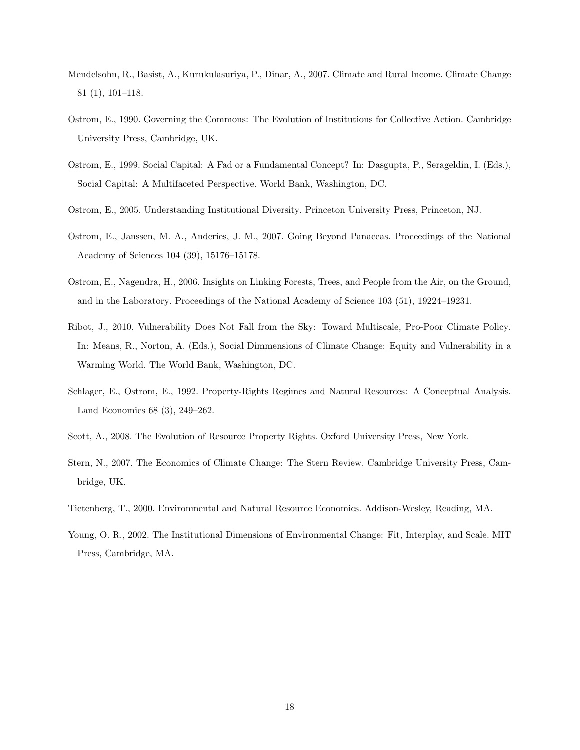Mendelsohn, R., Basist, A., Kurukulasuriya, P., Dinar, A., 2007. Climate and Rural Income. Climate Change 81 (1), 101–118.

Ostrom, E., 1990. Governing the Commons: The Evolution of Institutions for Collective Action. Cambridge University Press, Cambridge, UK.

Ostrom, E., 1999. Social Capital: A Fad or a Fundamental Concept? In: Dasgupta, P., Serageldin, I. (Eds.), Social Capital: A Multifaceted Perspective. World Bank, Washington, DC.

Ostrom, E., 2005. Understanding Institutional Diversity. Princeton University Press, Princeton, NJ.

Ostrom, E., Janssen, M. A., Anderies, J. M., 2007. Going Beyond Panaceas. Proceedings of the National Academy of Sciences 104 (39), 15176–15178.

Ostrom, E., Nagendra, H., 2006. Insights on Linking Forests, Trees, and People from the Air, on the Ground, and in the Laboratory. Proceedings of the National Academy of Science 103 (51), 19224–19231.

Ribot, J., 2010. Vulnerability Does Not Fall from the Sky: Toward Multiscale, Pro-Poor Climate Policy. In: Means, R., Norton, A. (Eds.), Social Dimmensions of Climate Change: Equity and Vulnerability in a Warming World. The World Bank, Washington, DC.

Schlager, E., Ostrom, E., 1992. Property-Rights Regimes and Natural Resources: A Conceptual Analysis. Land Economics 68 (3), 249–262.

Scott, A., 2008. The Evolution of Resource Property Rights. Oxford University Press, New York.

Stern, N., 2007. The Economics of Climate Change: The Stern Review. Cambridge University Press, Cambridge, UK.

Tietenberg, T., 2000. Environmental and Natural Resource Economics. Addison-Wesley, Reading, MA.

Young, O. R., 2002. The Institutional Dimensions of Environmental Change: Fit, Interplay, and Scale. MIT Press, Cambridge, MA.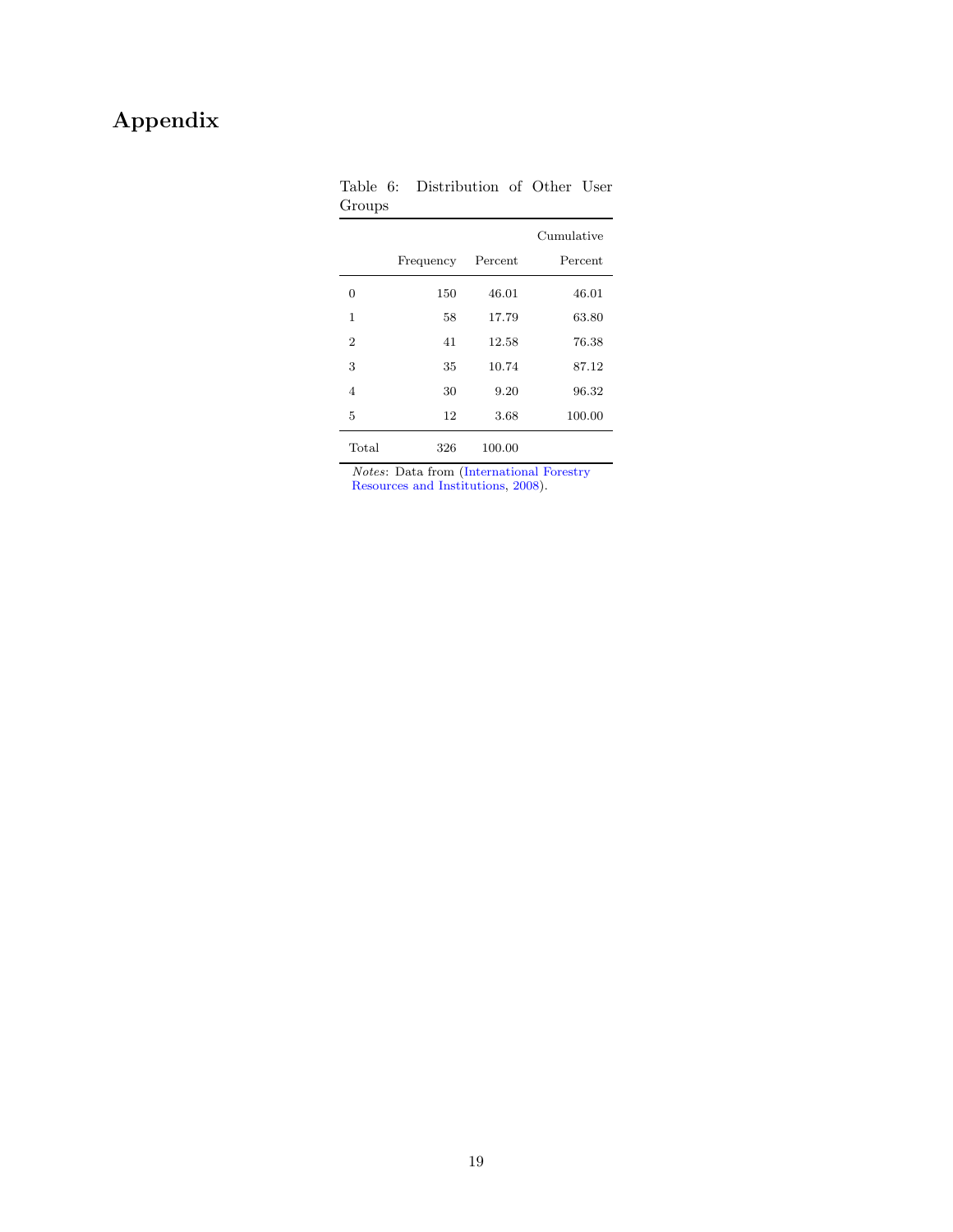# Appendix

Table 6: Distribution of Other User Groups

| | Frequency | Percent | Cumulative Percent |
|---|---|---|---|
| 0 | 150 | 46.01 | 46.01 |
| 1 | 58 | 17.79 | 63.80 |
| 2 | 41 | 12.58 | 76.38 |
| 3 | 35 | 10.74 | 87.12 |
| 4 | 30 | 9.20 | 96.32 |
| 5 | 12 | 3.68 | 100.00 |
| Total | 326 | 100.00 | |

*Notes*: Data from (International Forestry Resources and Institutions, 2008).